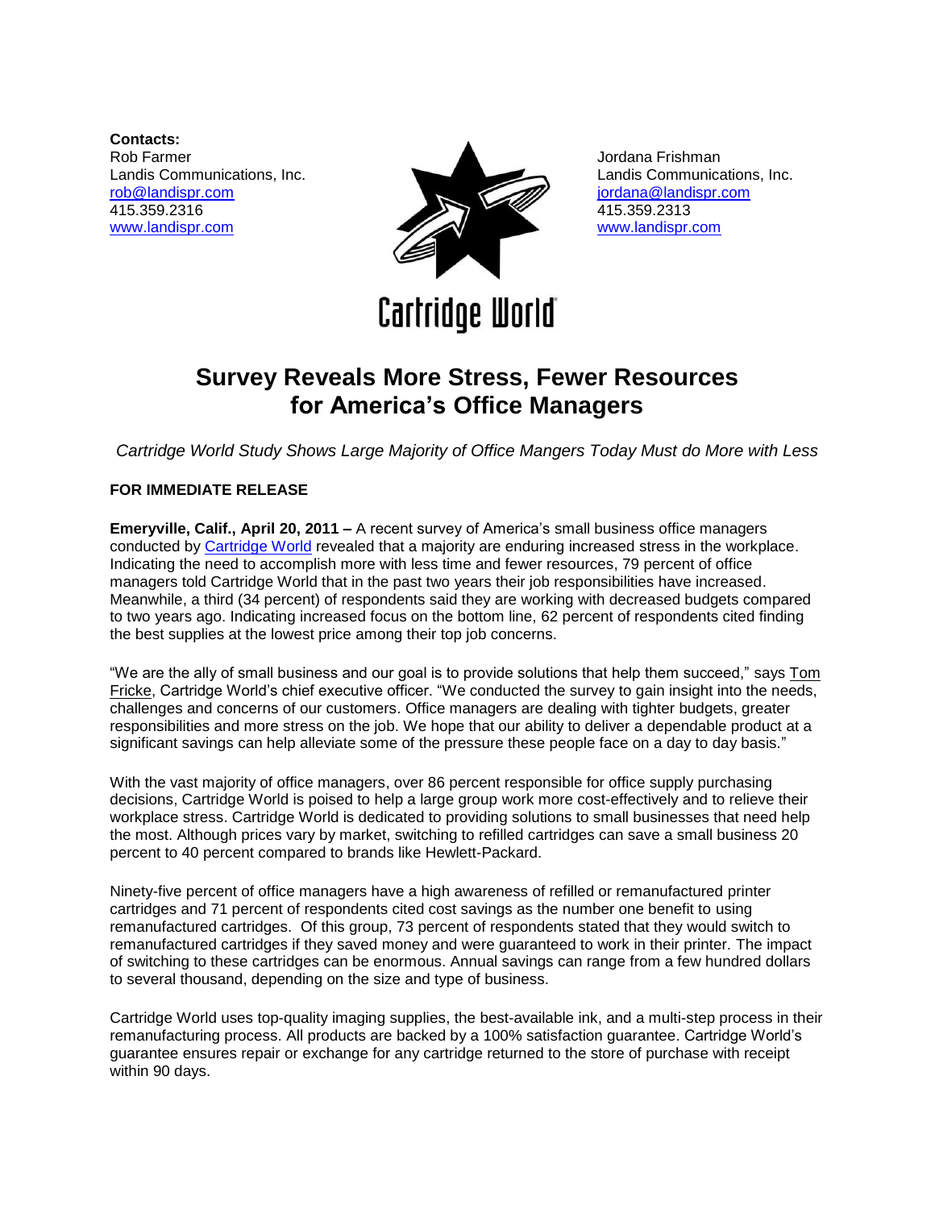**Contacts:**

Rob Farmer
Landis Communications, Inc.
rob@landispr.com
415.359.2316
www.landispr.com

Jordana Frishman
Landis Communications, Inc.
jordana@landispr.com
415.359.2313
www.landispr.com

Cartridge World

# Survey Reveals More Stress, Fewer Resources for America's Office Managers

*Cartridge World Study Shows Large Majority of Office Mangers Today Must do More with Less*

**FOR IMMEDIATE RELEASE**

**Emeryville, Calif., April 20, 2011 –** A recent survey of America's small business office managers conducted by Cartridge World revealed that a majority are enduring increased stress in the workplace. Indicating the need to accomplish more with less time and fewer resources, 79 percent of office managers told Cartridge World that in the past two years their job responsibilities have increased. Meanwhile, a third (34 percent) of respondents said they are working with decreased budgets compared to two years ago. Indicating increased focus on the bottom line, 62 percent of respondents cited finding the best supplies at the lowest price among their top job concerns.

"We are the ally of small business and our goal is to provide solutions that help them succeed," says Tom Fricke, Cartridge World's chief executive officer. "We conducted the survey to gain insight into the needs, challenges and concerns of our customers. Office managers are dealing with tighter budgets, greater responsibilities and more stress on the job. We hope that our ability to deliver a dependable product at a significant savings can help alleviate some of the pressure these people face on a day to day basis."

With the vast majority of office managers, over 86 percent responsible for office supply purchasing decisions, Cartridge World is poised to help a large group work more cost-effectively and to relieve their workplace stress. Cartridge World is dedicated to providing solutions to small businesses that need help the most. Although prices vary by market, switching to refilled cartridges can save a small business 20 percent to 40 percent compared to brands like Hewlett-Packard.

Ninety-five percent of office managers have a high awareness of refilled or remanufactured printer cartridges and 71 percent of respondents cited cost savings as the number one benefit to using remanufactured cartridges. Of this group, 73 percent of respondents stated that they would switch to remanufactured cartridges if they saved money and were guaranteed to work in their printer. The impact of switching to these cartridges can be enormous. Annual savings can range from a few hundred dollars to several thousand, depending on the size and type of business.

Cartridge World uses top-quality imaging supplies, the best-available ink, and a multi-step process in their remanufacturing process. All products are backed by a 100% satisfaction guarantee. Cartridge World's guarantee ensures repair or exchange for any cartridge returned to the store of purchase with receipt within 90 days.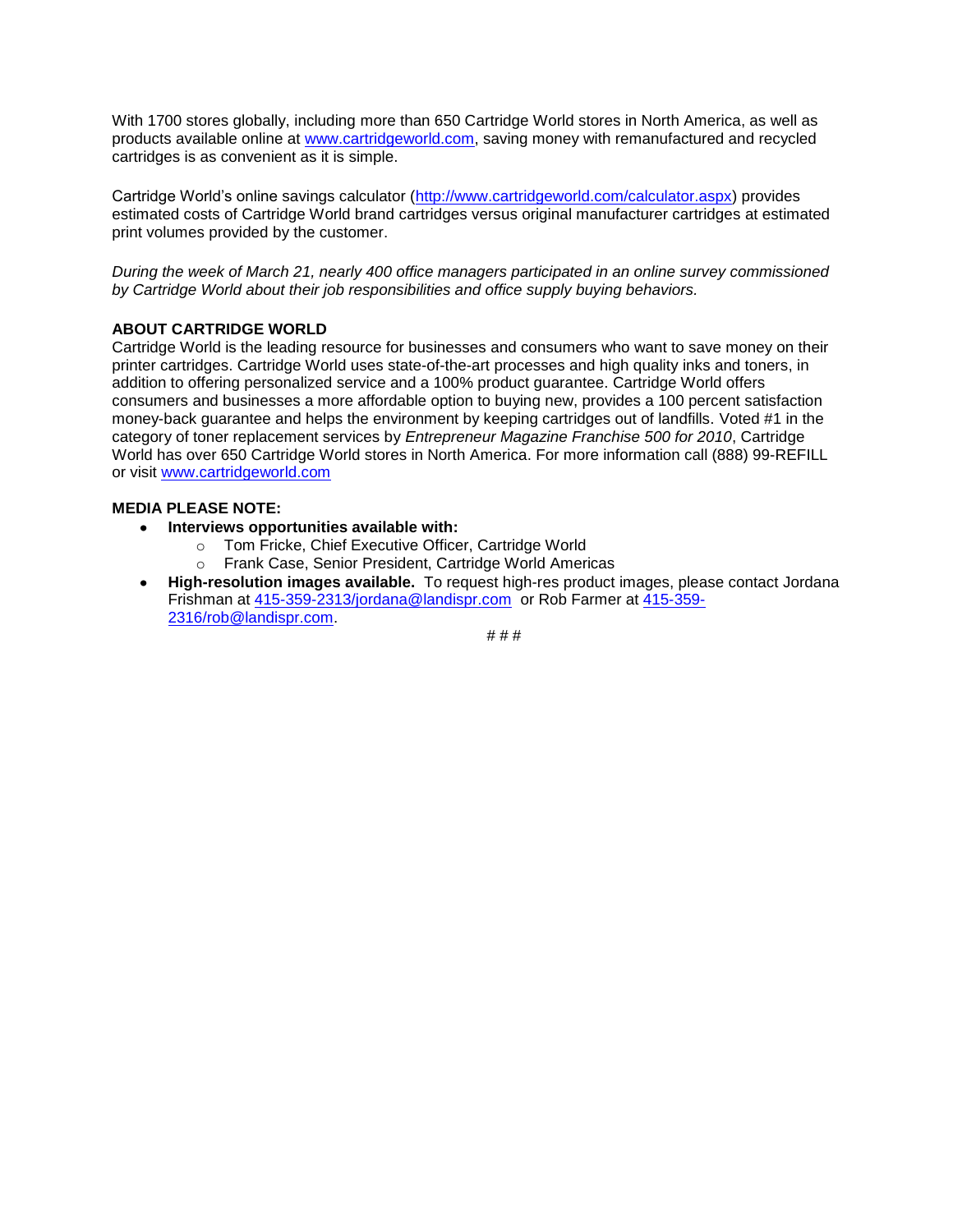With 1700 stores globally, including more than 650 Cartridge World stores in North America, as well as products available online at www.cartridgeworld.com, saving money with remanufactured and recycled cartridges is as convenient as it is simple.

Cartridge World's online savings calculator (http://www.cartridgeworld.com/calculator.aspx) provides estimated costs of Cartridge World brand cartridges versus original manufacturer cartridges at estimated print volumes provided by the customer.

*During the week of March 21, nearly 400 office managers participated in an online survey commissioned by Cartridge World about their job responsibilities and office supply buying behaviors.*

**ABOUT CARTRIDGE WORLD**

Cartridge World is the leading resource for businesses and consumers who want to save money on their printer cartridges. Cartridge World uses state-of-the-art processes and high quality inks and toners, in addition to offering personalized service and a 100% product guarantee. Cartridge World offers consumers and businesses a more affordable option to buying new, provides a 100 percent satisfaction money-back guarantee and helps the environment by keeping cartridges out of landfills. Voted #1 in the category of toner replacement services by *Entrepreneur Magazine Franchise 500 for 2010*, Cartridge World has over 650 Cartridge World stores in North America. For more information call (888) 99-REFILL or visit www.cartridgeworld.com

**MEDIA PLEASE NOTE:**

- **Interviews opportunities available with:**
  - Tom Fricke, Chief Executive Officer, Cartridge World
  - Frank Case, Senior President, Cartridge World Americas
- **High-resolution images available.** To request high-res product images, please contact Jordana Frishman at 415-359-2313/jordana@landispr.com or Rob Farmer at 415-359-2316/rob@landispr.com.

# # #